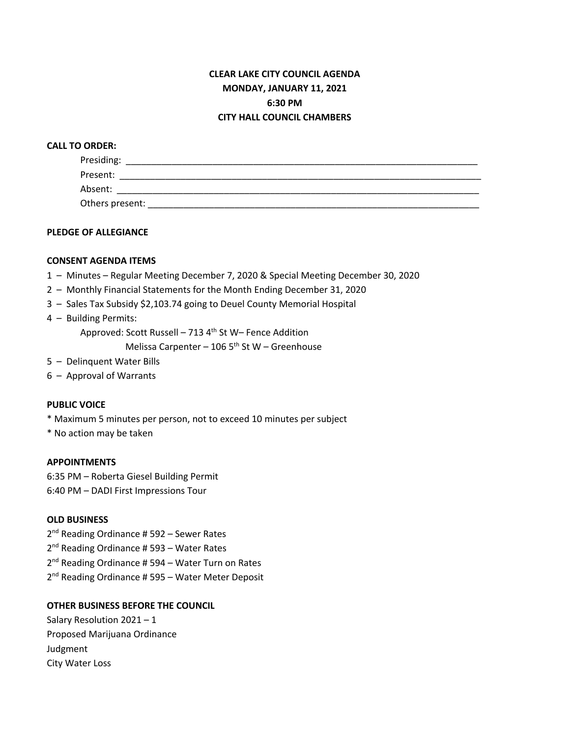# CLEAR LAKE CITY COUNCIL AGENDA
## MONDAY, JANUARY 11, 2021
## 6:30 PM
## CITY HALL COUNCIL CHAMBERS

**CALL TO ORDER:**

Presiding: ______________________________________________________________________

Present: ________________________________________________________________________

Absent: _________________________________________________________________________

Others present: __________________________________________________________________

**PLEDGE OF ALLEGIANCE**

**CONSENT AGENDA ITEMS**

1 – Minutes – Regular Meeting December 7, 2020 & Special Meeting December 30, 2020

2 – Monthly Financial Statements for the Month Ending December 31, 2020

3 – Sales Tax Subsidy $2,103.74 going to Deuel County Memorial Hospital

4 – Building Permits:

Approved: Scott Russell – 713 4th St W– Fence Addition

Melissa Carpenter – 106 5th St W – Greenhouse

5 – Delinquent Water Bills

6 – Approval of Warrants

**PUBLIC VOICE**

* Maximum 5 minutes per person, not to exceed 10 minutes per subject

* No action may be taken

**APPOINTMENTS**

6:35 PM – Roberta Giesel Building Permit

6:40 PM – DADI First Impressions Tour

**OLD BUSINESS**

2nd Reading Ordinance # 592 – Sewer Rates

2nd Reading Ordinance # 593 – Water Rates

2nd Reading Ordinance # 594 – Water Turn on Rates

2nd Reading Ordinance # 595 – Water Meter Deposit

**OTHER BUSINESS BEFORE THE COUNCIL**

Salary Resolution 2021 – 1

Proposed Marijuana Ordinance

Judgment

City Water Loss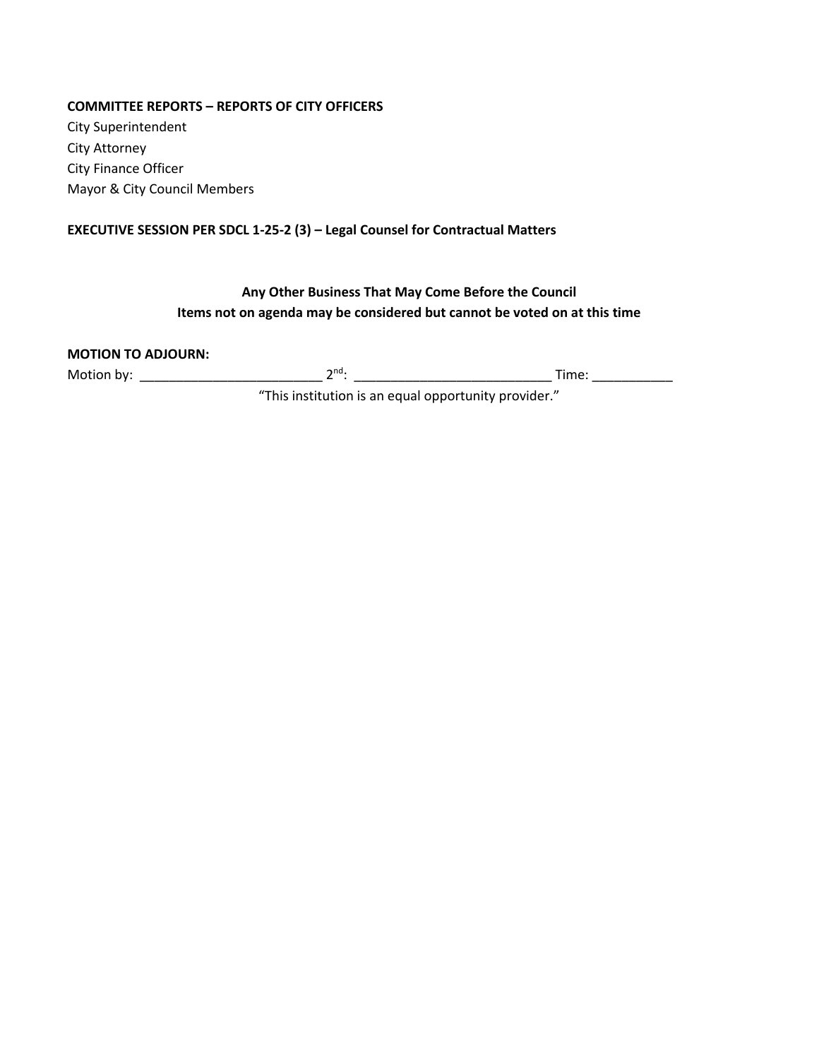**COMMITTEE REPORTS – REPORTS OF CITY OFFICERS**

City Superintendent

City Attorney

City Finance Officer

Mayor & City Council Members

**EXECUTIVE SESSION PER SDCL 1-25-2 (3) – Legal Counsel for Contractual Matters**

**Any Other Business That May Come Before the Council**

**Items not on agenda may be considered but cannot be voted on at this time**

**MOTION TO ADJOURN:**

Motion by: ________________________ 2nd: __________________________ Time: __________

"This institution is an equal opportunity provider."